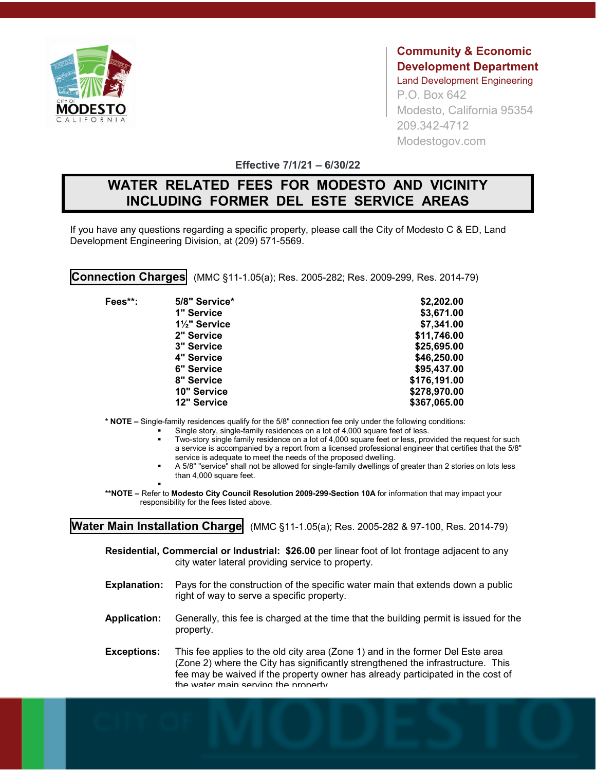**Community & Economic Development Department**
Land Development Engineering
P.O. Box 642
Modesto, California 95354
209.342-4712
Modestogov.com

**Effective 7/1/21 – 6/30/22**

# WATER RELATED FEES FOR MODESTO AND VICINITY INCLUDING FORMER DEL ESTE SERVICE AREAS

If you have any questions regarding a specific property, please call the City of Modesto C & ED, Land Development Engineering Division, at (209) 571-5569.

## Connection Charges

(MMC §11-1.05(a); Res. 2005-282; Res. 2009-299, Res. 2014-79)

| Fees**: | | |
|---|---|---|
| | **5/8" Service*** | **$2,202.00** |
| | **1" Service** | **$3,671.00** |
| | **1½" Service** | **$7,341.00** |
| | **2" Service** | **$11,746.00** |
| | **3" Service** | **$25,695.00** |
| | **4" Service** | **$46,250.00** |
| | **6" Service** | **$95,437.00** |
| | **8" Service** | **$176,191.00** |
| | **10" Service** | **$278,970.00** |
| | **12" Service** | **$367,065.00** |

**\* NOTE –** Single-family residences qualify for the 5/8" connection fee only under the following conditions:

- Single story, single-family residences on a lot of 4,000 square feet of less.
- Two-story single family residence on a lot of 4,000 square feet or less, provided the request for such a service is accompanied by a report from a licensed professional engineer that certifies that the 5/8" service is adequate to meet the needs of the proposed dwelling.
- A 5/8" "service" shall not be allowed for single-family dwellings of greater than 2 stories on lots less than 4,000 square feet.

**\*\*NOTE –** Refer to **Modesto City Council Resolution 2009-299-Section 10A** for information that may impact your responsibility for the fees listed above.

## Water Main Installation Charge

(MMC §11-1.05(a); Res. 2005-282 & 97-100, Res. 2014-79)

**Residential, Commercial or Industrial: $26.00** per linear foot of lot frontage adjacent to any city water lateral providing service to property.

**Explanation:** Pays for the construction of the specific water main that extends down a public right of way to serve a specific property.

**Application:** Generally, this fee is charged at the time that the building permit is issued for the property.

**Exceptions:** This fee applies to the old city area (Zone 1) and in the former Del Este area (Zone 2) where the City has significantly strengthened the infrastructure. This fee may be waived if the property owner has already participated in the cost of the water main serving the property.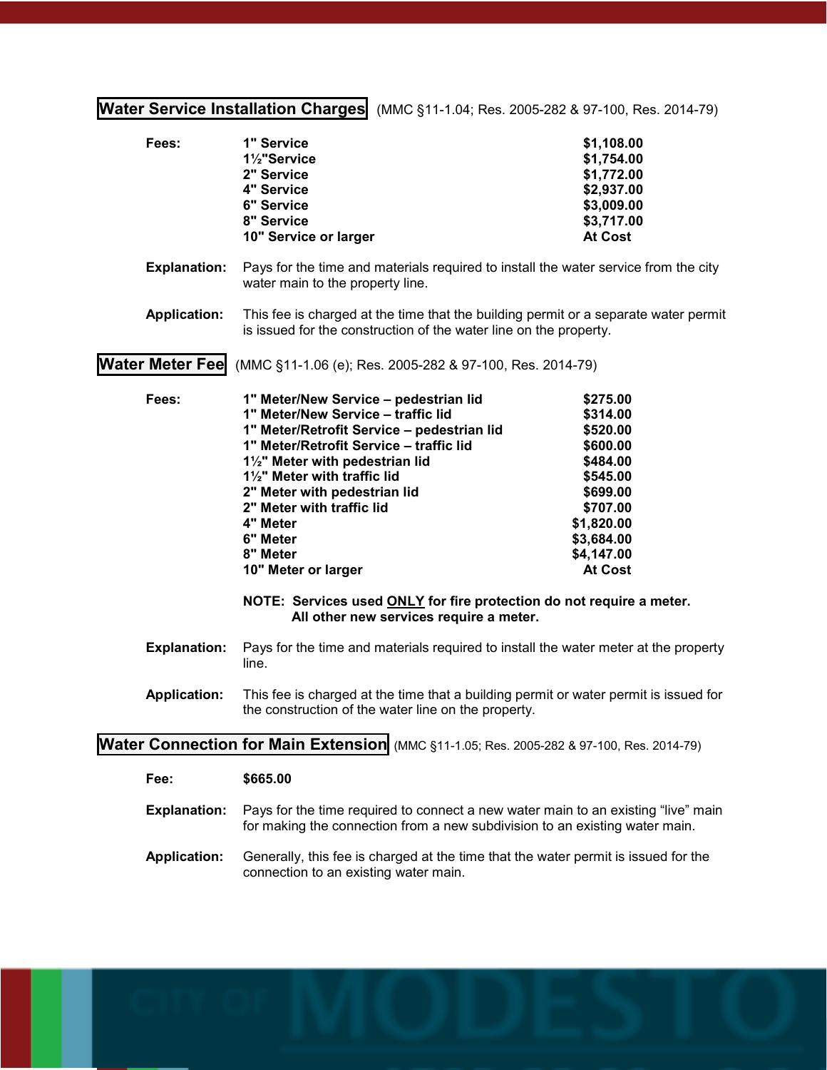## Water Service Installation Charges (MMC §11-1.04; Res. 2005-282 & 97-100, Res. 2014-79)

**Fees:**

| Service | Fee |
|---|---|
| **1" Service** | **$1,108.00** |
| **1½"Service** | **$1,754.00** |
| **2" Service** | **$1,772.00** |
| **4" Service** | **$2,937.00** |
| **6" Service** | **$3,009.00** |
| **8" Service** | **$3,717.00** |
| **10" Service or larger** | **At Cost** |

**Explanation:** Pays for the time and materials required to install the water service from the city water main to the property line.

**Application:** This fee is charged at the time that the building permit or a separate water permit is issued for the construction of the water line on the property.

## Water Meter Fee (MMC §11-1.06 (e); Res. 2005-282 & 97-100, Res. 2014-79)

**Fees:**

| Meter | Fee |
|---|---|
| **1" Meter/New Service – pedestrian lid** | **$275.00** |
| **1" Meter/New Service – traffic lid** | **$314.00** |
| **1" Meter/Retrofit Service – pedestrian lid** | **$520.00** |
| **1" Meter/Retrofit Service – traffic lid** | **$600.00** |
| **1½" Meter with pedestrian lid** | **$484.00** |
| **1½" Meter with traffic lid** | **$545.00** |
| **2" Meter with pedestrian lid** | **$699.00** |
| **2" Meter with traffic lid** | **$707.00** |
| **4" Meter** | **$1,820.00** |
| **6" Meter** | **$3,684.00** |
| **8" Meter** | **$4,147.00** |
| **10" Meter or larger** | **At Cost** |

**NOTE: Services used ONLY for fire protection do not require a meter. All other new services require a meter.**

**Explanation:** Pays for the time and materials required to install the water meter at the property line.

**Application:** This fee is charged at the time that a building permit or water permit is issued for the construction of the water line on the property.

## Water Connection for Main Extension (MMC §11-1.05; Res. 2005-282 & 97-100, Res. 2014-79)

**Fee:** **$665.00**

**Explanation:** Pays for the time required to connect a new water main to an existing "live" main for making the connection from a new subdivision to an existing water main.

**Application:** Generally, this fee is charged at the time that the water permit is issued for the connection to an existing water main.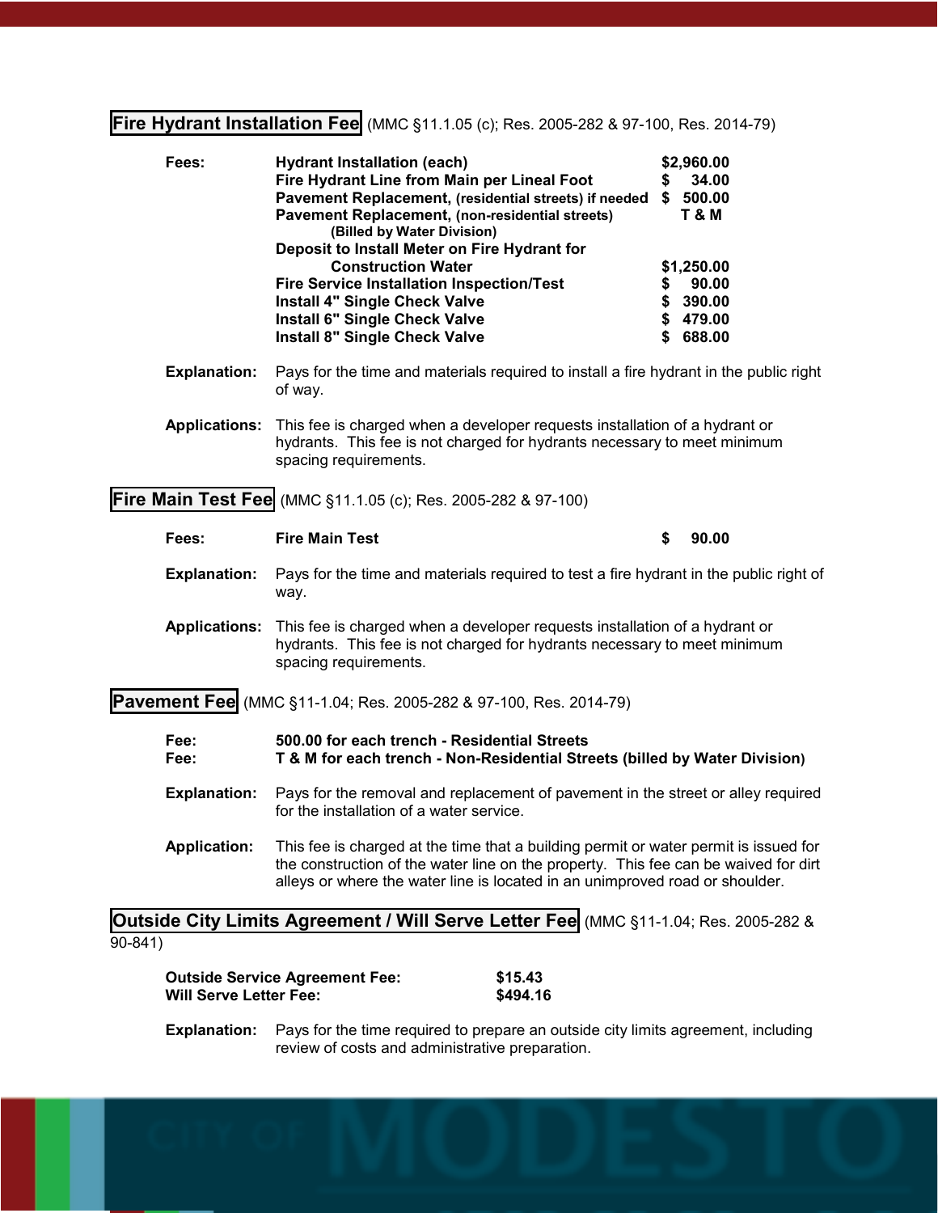## Fire Hydrant Installation Fee (MMC §11.1.05 (c); Res. 2005-282 & 97-100, Res. 2014-79)

**Fees:**

| Item | Fee |
|---|---|
| **Hydrant Installation (each)** | **$2,960.00** |
| **Fire Hydrant Line from Main per Lineal Foot** | **$ 34.00** |
| **Pavement Replacement, (residential streets) if needed** | **$ 500.00** |
| **Pavement Replacement, (non-residential streets) (Billed by Water Division)** | **T & M** |
| **Deposit to Install Meter on Fire Hydrant for Construction Water** | **$1,250.00** |
| **Fire Service Installation Inspection/Test** | **$ 90.00** |
| **Install 4" Single Check Valve** | **$ 390.00** |
| **Install 6" Single Check Valve** | **$ 479.00** |
| **Install 8" Single Check Valve** | **$ 688.00** |

**Explanation:** Pays for the time and materials required to install a fire hydrant in the public right of way.

**Applications:** This fee is charged when a developer requests installation of a hydrant or hydrants. This fee is not charged for hydrants necessary to meet minimum spacing requirements.

## Fire Main Test Fee (MMC §11.1.05 (c); Res. 2005-282 & 97-100)

**Fees:** **Fire Main Test** **$ 90.00**

**Explanation:** Pays for the time and materials required to test a fire hydrant in the public right of way.

**Applications:** This fee is charged when a developer requests installation of a hydrant or hydrants. This fee is not charged for hydrants necessary to meet minimum spacing requirements.

## Pavement Fee (MMC §11-1.04; Res. 2005-282 & 97-100, Res. 2014-79)

**Fee:** **500.00 for each trench - Residential Streets**
**Fee:** **T & M for each trench - Non-Residential Streets (billed by Water Division)**

**Explanation:** Pays for the removal and replacement of pavement in the street or alley required for the installation of a water service.

**Application:** This fee is charged at the time that a building permit or water permit is issued for the construction of the water line on the property. This fee can be waived for dirt alleys or where the water line is located in an unimproved road or shoulder.

## Outside City Limits Agreement / Will Serve Letter Fee (MMC §11-1.04; Res. 2005-282 & 90-841)

**Outside Service Agreement Fee:** **$15.43**
**Will Serve Letter Fee:** **$494.16**

**Explanation:** Pays for the time required to prepare an outside city limits agreement, including review of costs and administrative preparation.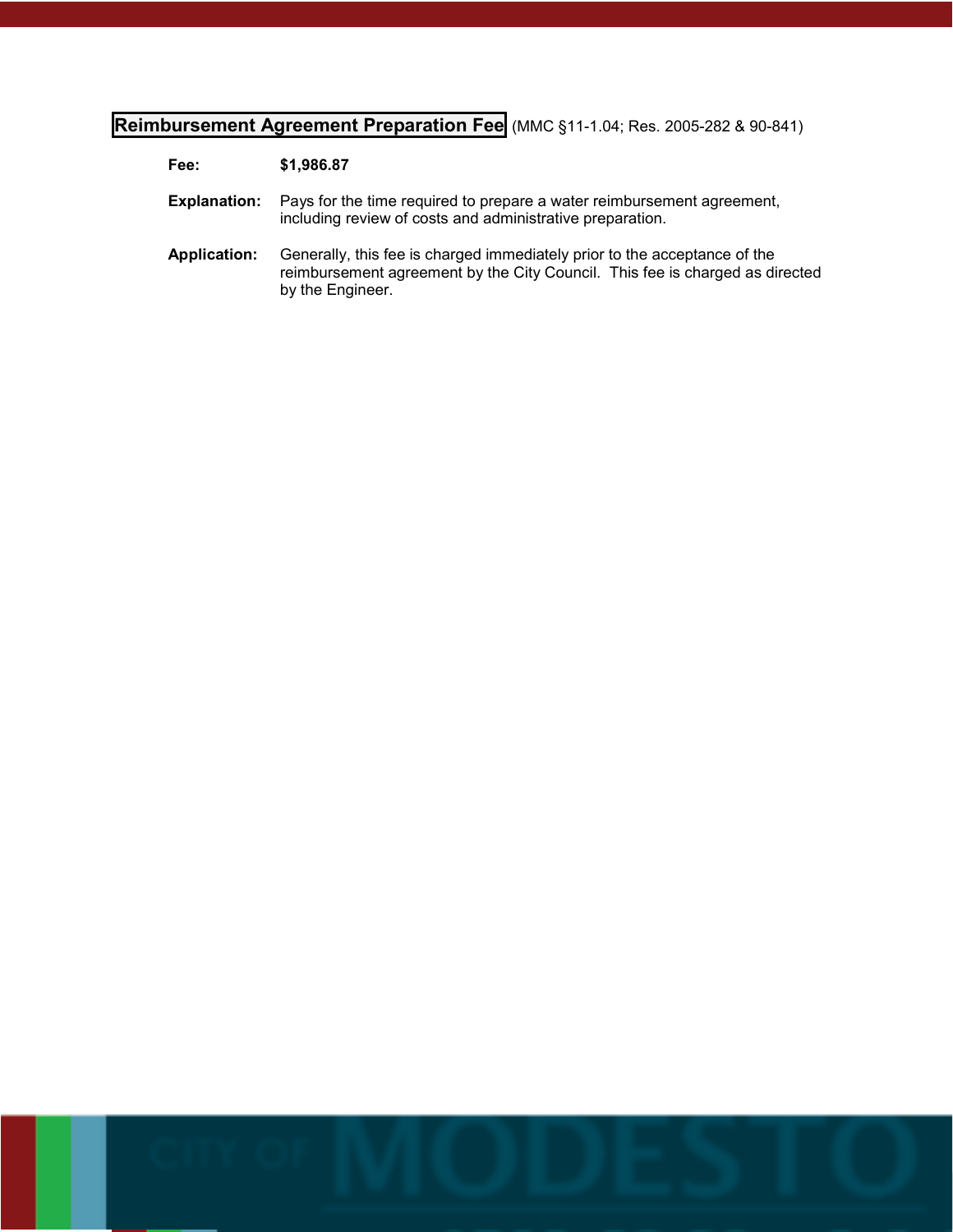**Reimbursement Agreement Preparation Fee** (MMC §11-1.04; Res. 2005-282 & 90-841)

**Fee:** **$1,986.87**

**Explanation:** Pays for the time required to prepare a water reimbursement agreement, including review of costs and administrative preparation.

**Application:** Generally, this fee is charged immediately prior to the acceptance of the reimbursement agreement by the City Council. This fee is charged as directed by the Engineer.